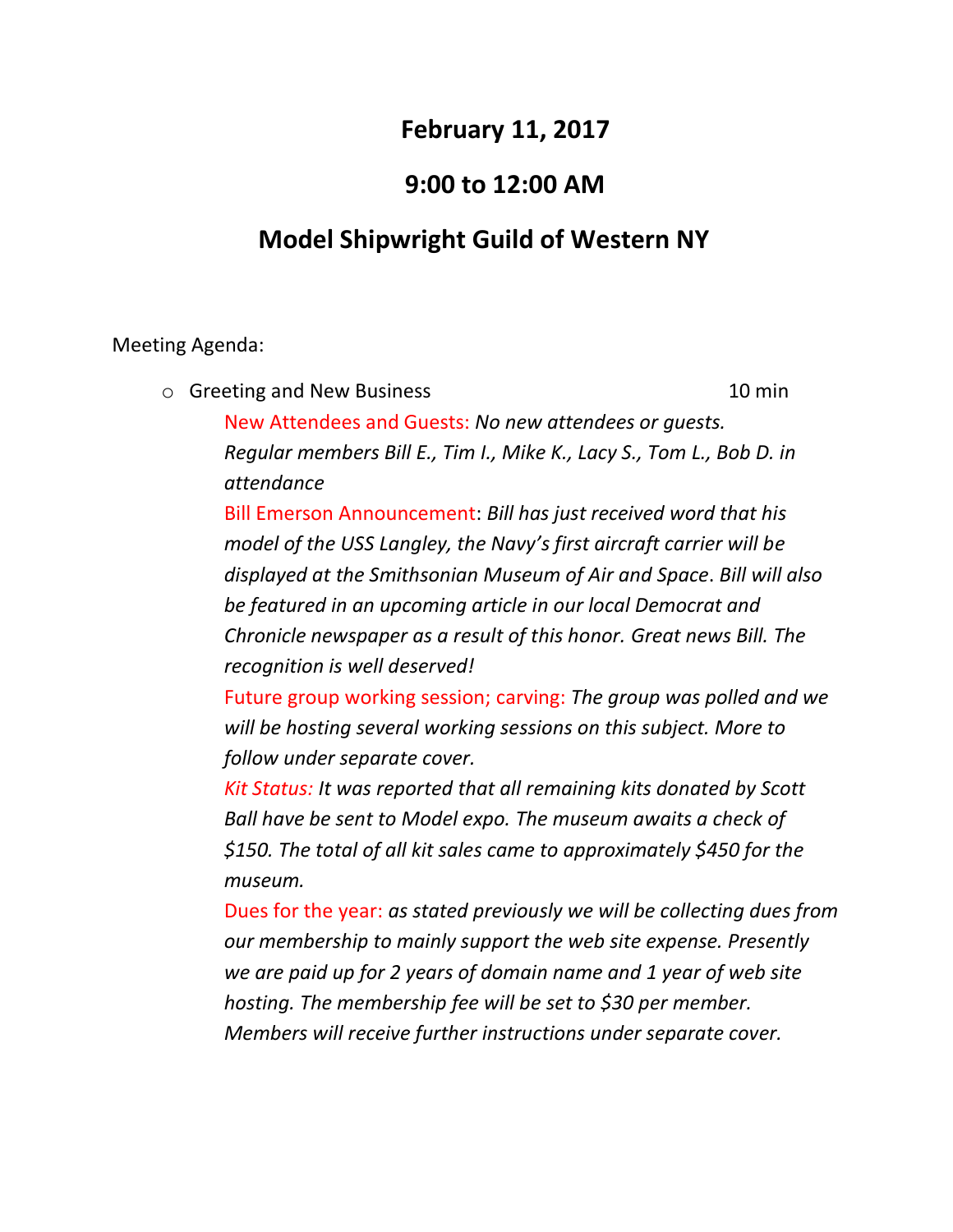# February 11, 2017

# 9:00 to 12:00 AM

# Model Shipwright Guild of Western NY

Meeting Agenda:

- Greeting and New Business — 10 min

  New Attendees and Guests: *No new attendees or guests. Regular members Bill E., Tim I., Mike K., Lacy S., Tom L., Bob D. in attendance*

  Bill Emerson Announcement: *Bill has just received word that his model of the USS Langley, the Navy's first aircraft carrier will be displayed at the Smithsonian Museum of Air and Space. Bill will also be featured in an upcoming article in our local Democrat and Chronicle newspaper as a result of this honor. Great news Bill. The recognition is well deserved!*

  Future group working session; carving: *The group was polled and we will be hosting several working sessions on this subject. More to follow under separate cover.*

  *Kit Status: It was reported that all remaining kits donated by Scott Ball have be sent to Model expo. The museum awaits a check of $150. The total of all kit sales came to approximately $450 for the museum.*

  Dues for the year: *as stated previously we will be collecting dues from our membership to mainly support the web site expense. Presently we are paid up for 2 years of domain name and 1 year of web site hosting. The membership fee will be set to $30 per member. Members will receive further instructions under separate cover.*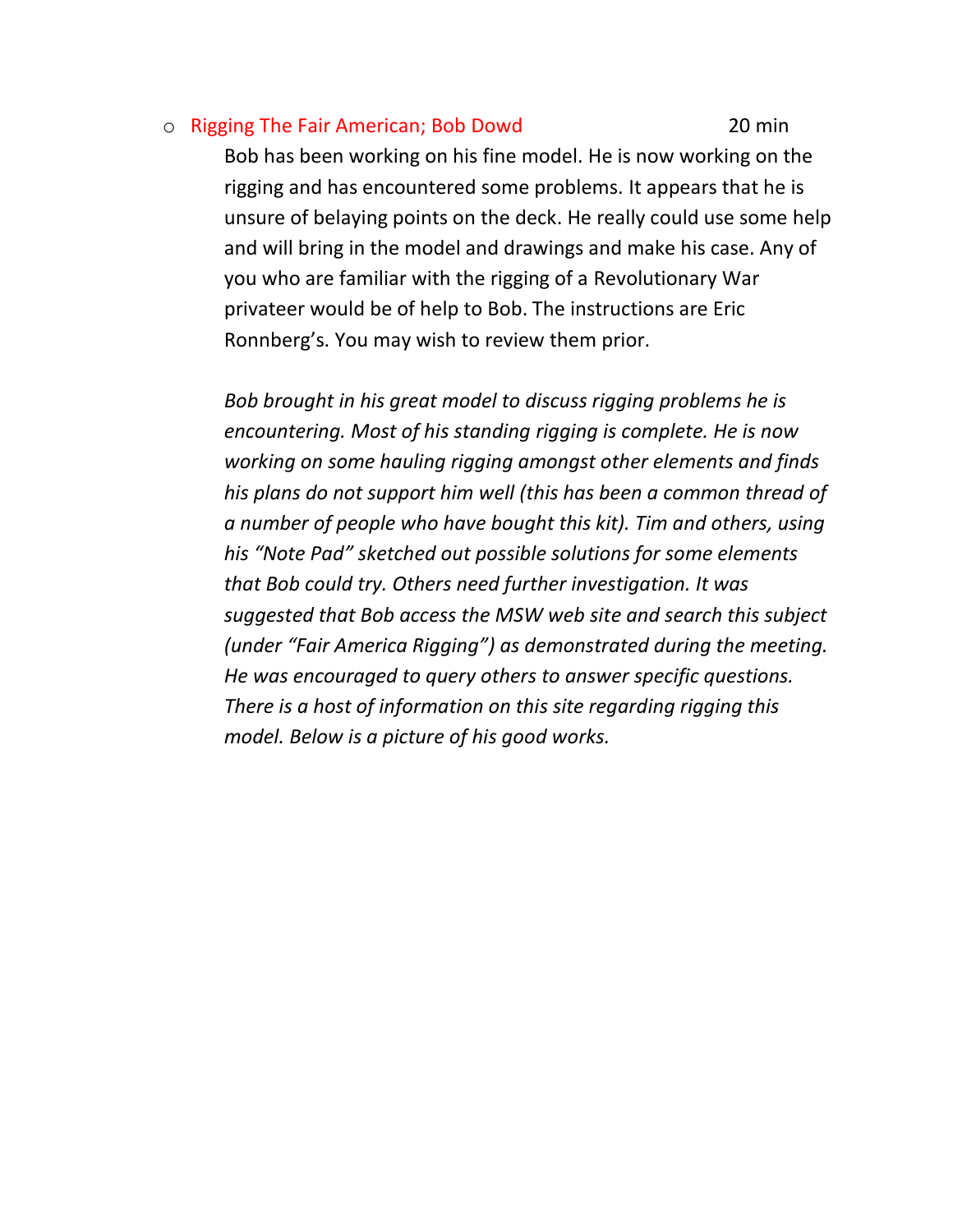- Rigging The Fair American; Bob Dowd 20 min

  Bob has been working on his fine model. He is now working on the rigging and has encountered some problems. It appears that he is unsure of belaying points on the deck. He really could use some help and will bring in the model and drawings and make his case. Any of you who are familiar with the rigging of a Revolutionary War privateer would be of help to Bob. The instructions are Eric Ronnberg's. You may wish to review them prior.

  *Bob brought in his great model to discuss rigging problems he is encountering. Most of his standing rigging is complete. He is now working on some hauling rigging amongst other elements and finds his plans do not support him well (this has been a common thread of a number of people who have bought this kit). Tim and others, using his "Note Pad" sketched out possible solutions for some elements that Bob could try. Others need further investigation. It was suggested that Bob access the MSW web site and search this subject (under "Fair America Rigging") as demonstrated during the meeting. He was encouraged to query others to answer specific questions. There is a host of information on this site regarding rigging this model. Below is a picture of his good works.*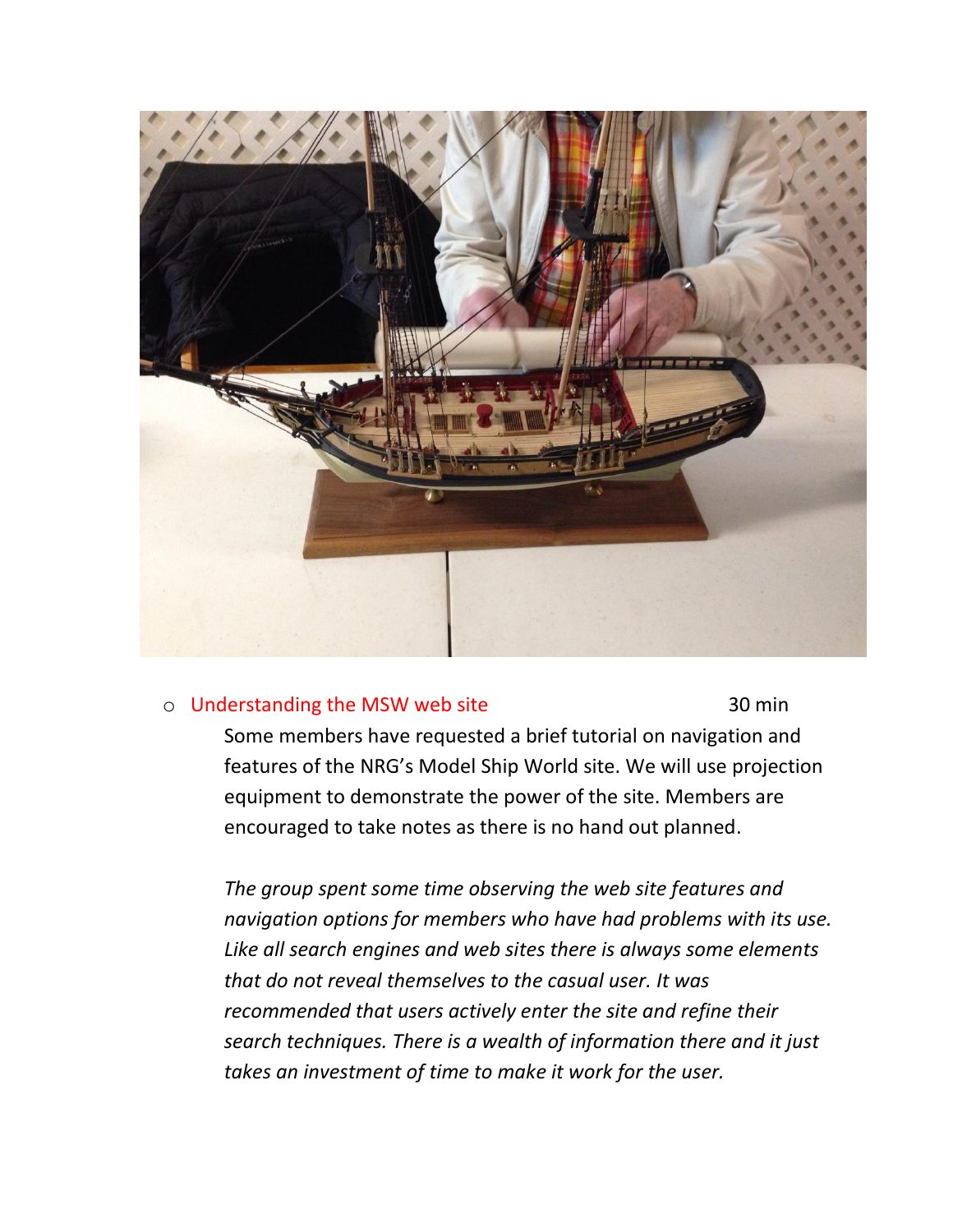- Understanding the MSW web site 30 min

  Some members have requested a brief tutorial on navigation and features of the NRG's Model Ship World site. We will use projection equipment to demonstrate the power of the site. Members are encouraged to take notes as there is no hand out planned.

  *The group spent some time observing the web site features and navigation options for members who have had problems with its use. Like all search engines and web sites there is always some elements that do not reveal themselves to the casual user. It was recommended that users actively enter the site and refine their search techniques. There is a wealth of information there and it just takes an investment of time to make it work for the user.*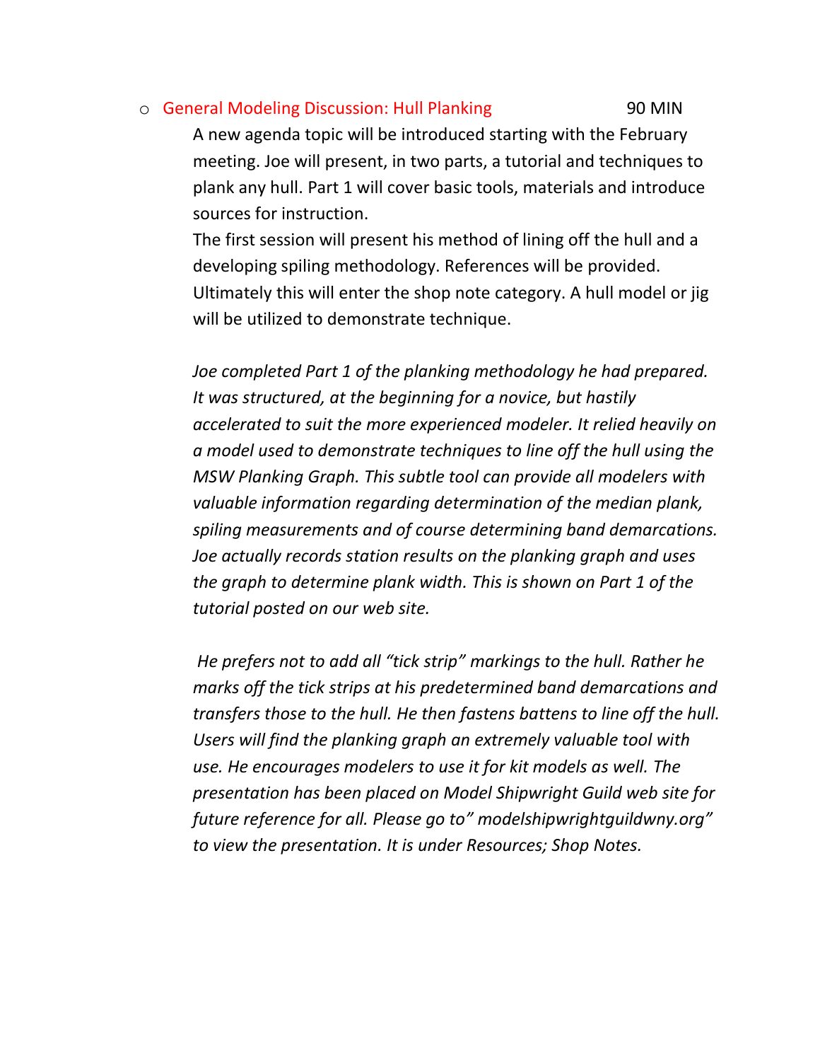- General Modeling Discussion: Hull Planking 90 MIN

  A new agenda topic will be introduced starting with the February meeting. Joe will present, in two parts, a tutorial and techniques to plank any hull. Part 1 will cover basic tools, materials and introduce sources for instruction.

  The first session will present his method of lining off the hull and a developing spiling methodology. References will be provided. Ultimately this will enter the shop note category. A hull model or jig will be utilized to demonstrate technique.

  *Joe completed Part 1 of the planking methodology he had prepared. It was structured, at the beginning for a novice, but hastily accelerated to suit the more experienced modeler. It relied heavily on a model used to demonstrate techniques to line off the hull using the MSW Planking Graph. This subtle tool can provide all modelers with valuable information regarding determination of the median plank, spiling measurements and of course determining band demarcations. Joe actually records station results on the planking graph and uses the graph to determine plank width. This is shown on Part 1 of the tutorial posted on our web site.*

  *He prefers not to add all "tick strip" markings to the hull. Rather he marks off the tick strips at his predetermined band demarcations and transfers those to the hull. He then fastens battens to line off the hull. Users will find the planking graph an extremely valuable tool with use. He encourages modelers to use it for kit models as well. The presentation has been placed on Model Shipwright Guild web site for future reference for all. Please go to" modelshipwrightguildwny.org" to view the presentation. It is under Resources; Shop Notes.*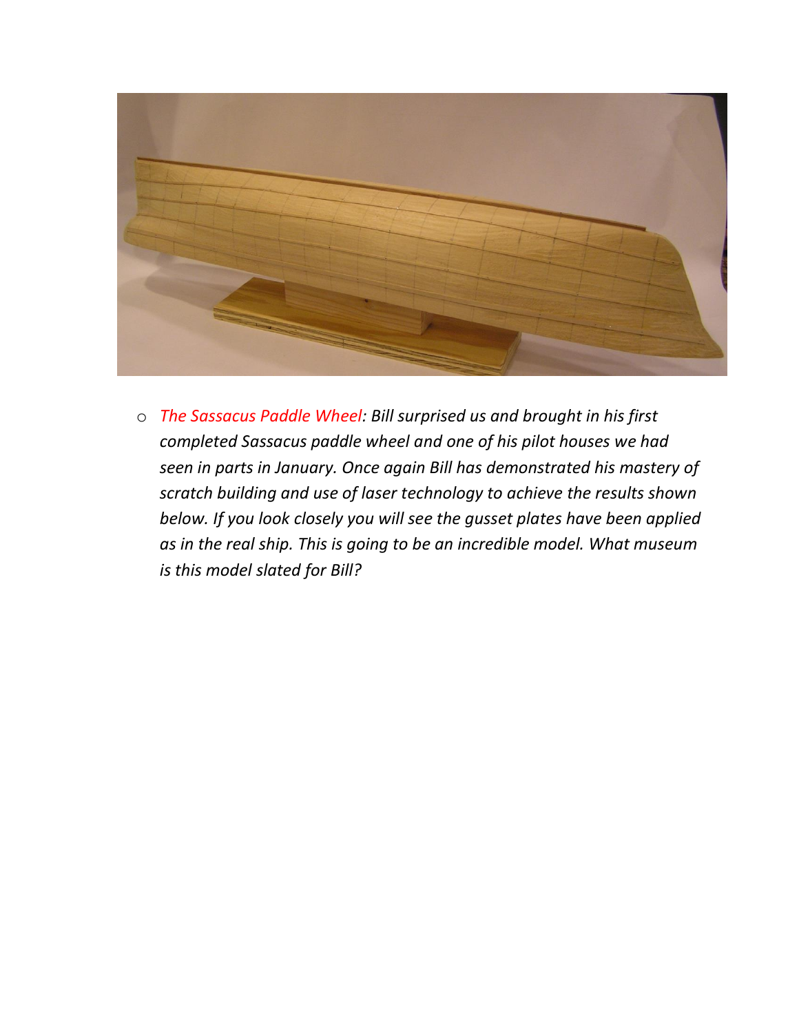- *The Sassacus Paddle Wheel: Bill surprised us and brought in his first completed Sassacus paddle wheel and one of his pilot houses we had seen in parts in January. Once again Bill has demonstrated his mastery of scratch building and use of laser technology to achieve the results shown below. If you look closely you will see the gusset plates have been applied as in the real ship. This is going to be an incredible model. What museum is this model slated for Bill?*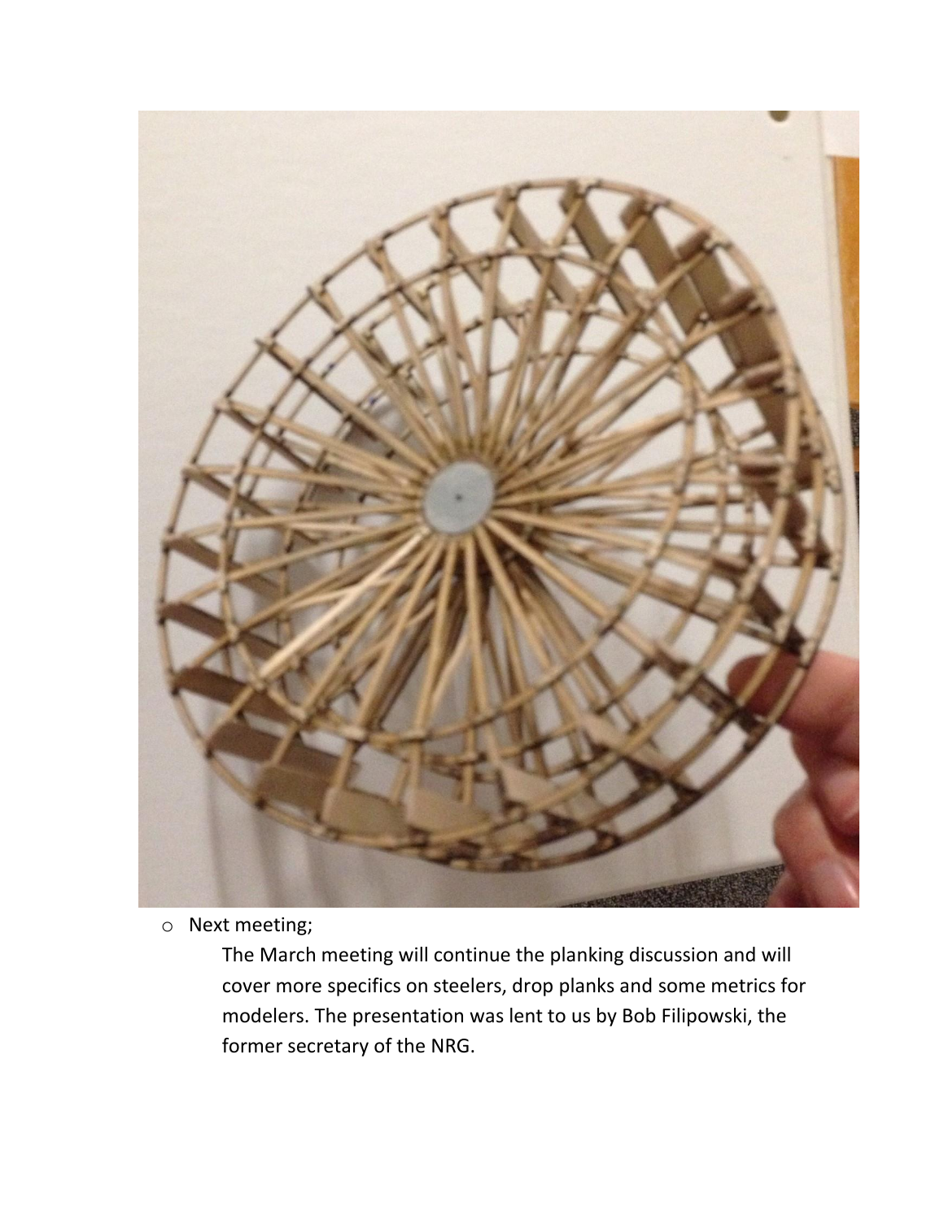- Next meeting;

  The March meeting will continue the planking discussion and will cover more specifics on steelers, drop planks and some metrics for modelers. The presentation was lent to us by Bob Filipowski, the former secretary of the NRG.